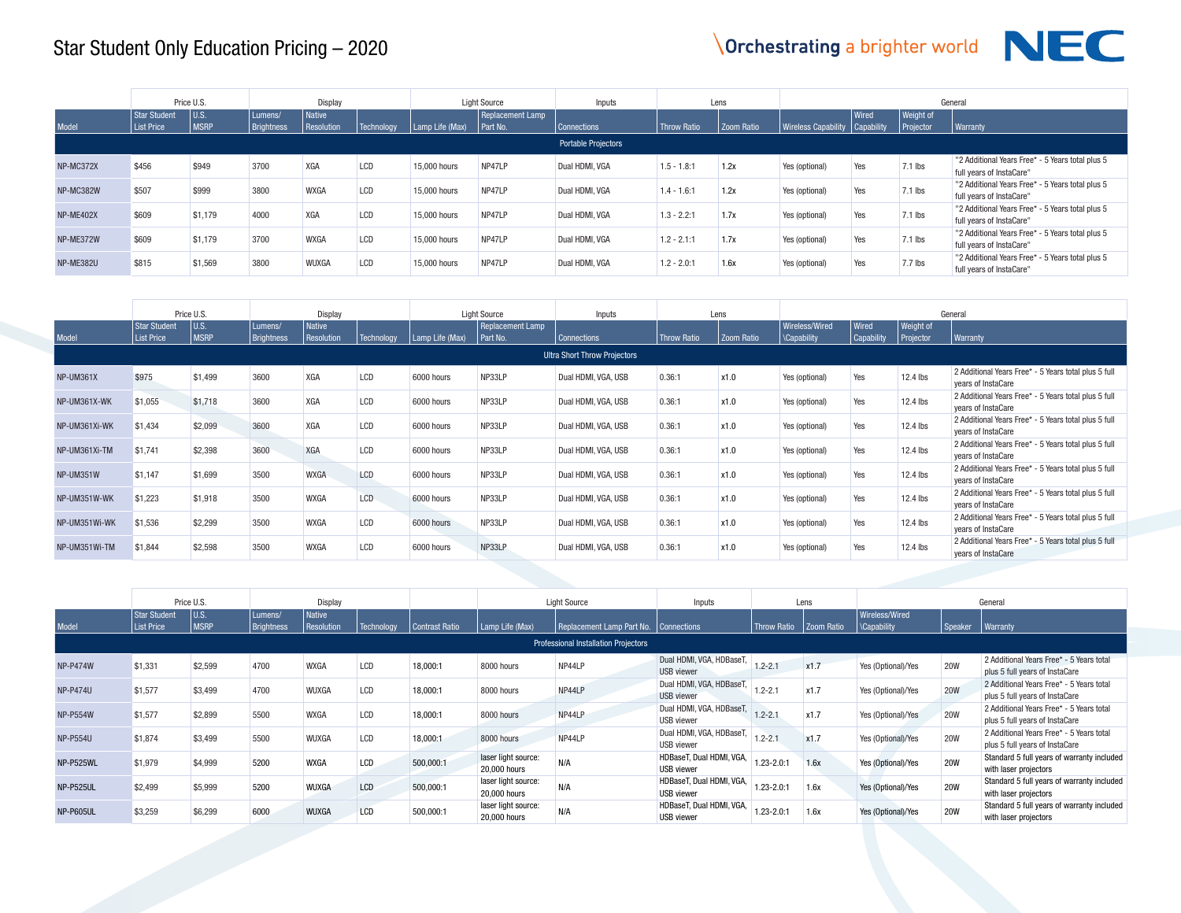# Star Student Only Education Pricing – 2020

Orchestrating a brighter world NEC

| | Price U.S. | | Display | | | Light Source | | Inputs | Lens | | General | | | |
|---|---|---|---|---|---|---|---|---|---|---|---|---|---|---|
| Model | Star Student List Price | U.S. MSRP | Lumens/ Brightness | Native Resolution | Technology | Lamp Life (Max) | Replacement Lamp Part No. | Connections | Throw Ratio | Zoom Ratio | Wireless Capability | Wired Capability | Weight of Projector | Warranty |
| **Portable Projectors** | | | | | | | | | | | | | | |
| NP-MC372X | $456 | $949 | 3700 | XGA | LCD | 15,000 hours | NP47LP | Dual HDMI, VGA | 1.5 - 1.8:1 | 1.2x | Yes (optional) | Yes | 7.1 lbs | "2 Additional Years Free* - 5 Years total plus 5 full years of InstaCare" |
| NP-MC382W | $507 | $999 | 3800 | WXGA | LCD | 15,000 hours | NP47LP | Dual HDMI, VGA | 1.4 - 1.6:1 | 1.2x | Yes (optional) | Yes | 7.1 lbs | "2 Additional Years Free* - 5 Years total plus 5 full years of InstaCare" |
| NP-ME402X | $609 | $1,179 | 4000 | XGA | LCD | 15,000 hours | NP47LP | Dual HDMI, VGA | 1.3 - 2.2:1 | 1.7x | Yes (optional) | Yes | 7.1 lbs | "2 Additional Years Free* - 5 Years total plus 5 full years of InstaCare" |
| NP-ME372W | $609 | $1,179 | 3700 | WXGA | LCD | 15,000 hours | NP47LP | Dual HDMI, VGA | 1.2 - 2.1:1 | 1.7x | Yes (optional) | Yes | 7.1 lbs | "2 Additional Years Free* - 5 Years total plus 5 full years of InstaCare" |
| NP-ME382U | $815 | $1,569 | 3800 | WUXGA | LCD | 15,000 hours | NP47LP | Dual HDMI, VGA | 1.2 - 2.0:1 | 1.6x | Yes (optional) | Yes | 7.7 lbs | "2 Additional Years Free* - 5 Years total plus 5 full years of InstaCare" |

| | Price U.S. | | Display | | | Light Source | | Inputs | Lens | | General | | | |
|---|---|---|---|---|---|---|---|---|---|---|---|---|---|---|
| Model | Star Student List Price | U.S. MSRP | Lumens/ Brightness | Native Resolution | Technology | Lamp Life (Max) | Replacement Lamp Part No. | Connections | Throw Ratio | Zoom Ratio | Wireless/Wired \Capability | Wired Capability | Weight of Projector | Warranty |
| **Ultra Short Throw Projectors** | | | | | | | | | | | | | | |
| NP-UM361X | $975 | $1,499 | 3600 | XGA | LCD | 6000 hours | NP33LP | Dual HDMI, VGA, USB | 0.36:1 | x1.0 | Yes (optional) | Yes | 12.4 lbs | 2 Additional Years Free* - 5 Years total plus 5 full years of InstaCare |
| NP-UM361X-WK | $1,055 | $1,718 | 3600 | XGA | LCD | 6000 hours | NP33LP | Dual HDMI, VGA, USB | 0.36:1 | x1.0 | Yes (optional) | Yes | 12.4 lbs | 2 Additional Years Free* - 5 Years total plus 5 full years of InstaCare |
| NP-UM361Xi-WK | $1,434 | $2,099 | 3600 | XGA | LCD | 6000 hours | NP33LP | Dual HDMI, VGA, USB | 0.36:1 | x1.0 | Yes (optional) | Yes | 12.4 lbs | 2 Additional Years Free* - 5 Years total plus 5 full years of InstaCare |
| NP-UM361Xi-TM | $1,741 | $2,398 | 3600 | XGA | LCD | 6000 hours | NP33LP | Dual HDMI, VGA, USB | 0.36:1 | x1.0 | Yes (optional) | Yes | 12.4 lbs | 2 Additional Years Free* - 5 Years total plus 5 full years of InstaCare |
| NP-UM351W | $1,147 | $1,699 | 3500 | WXGA | LCD | 6000 hours | NP33LP | Dual HDMI, VGA, USB | 0.36:1 | x1.0 | Yes (optional) | Yes | 12.4 lbs | 2 Additional Years Free* - 5 Years total plus 5 full years of InstaCare |
| NP-UM351W-WK | $1,223 | $1,918 | 3500 | WXGA | LCD | 6000 hours | NP33LP | Dual HDMI, VGA, USB | 0.36:1 | x1.0 | Yes (optional) | Yes | 12.4 lbs | 2 Additional Years Free* - 5 Years total plus 5 full years of InstaCare |
| NP-UM351Wi-WK | $1,536 | $2,299 | 3500 | WXGA | LCD | 6000 hours | NP33LP | Dual HDMI, VGA, USB | 0.36:1 | x1.0 | Yes (optional) | Yes | 12.4 lbs | 2 Additional Years Free* - 5 Years total plus 5 full years of InstaCare |
| NP-UM351Wi-TM | $1,844 | $2,598 | 3500 | WXGA | LCD | 6000 hours | NP33LP | Dual HDMI, VGA, USB | 0.36:1 | x1.0 | Yes (optional) | Yes | 12.4 lbs | 2 Additional Years Free* - 5 Years total plus 5 full years of InstaCare |

| | Price U.S. | | Display | | | | Light Source | | Inputs | Lens | | General | | |
|---|---|---|---|---|---|---|---|---|---|---|---|---|---|---|
| Model | Star Student List Price | U.S. MSRP | Lumens/ Brightness | Native Resolution | Technology | Contrast Ratio | Lamp Life (Max) | Replacement Lamp Part No. | Connections | Throw Ratio | Zoom Ratio | Wireless/Wired \Capability | Speaker | Warranty |
| **Professional Installation Projectors** | | | | | | | | | | | | | | |
| NP-P474W | $1,331 | $2,599 | 4700 | WXGA | LCD | 18,000:1 | 8000 hours | NP44LP | Dual HDMI, VGA, HDBaseT, USB viewer | 1.2-2.1 | x1.7 | Yes (Optional)/Yes | 20W | 2 Additional Years Free* - 5 Years total plus 5 full years of InstaCare |
| NP-P474U | $1,577 | $3,499 | 4700 | WUXGA | LCD | 18,000:1 | 8000 hours | NP44LP | Dual HDMI, VGA, HDBaseT, USB viewer | 1.2-2.1 | x1.7 | Yes (Optional)/Yes | 20W | 2 Additional Years Free* - 5 Years total plus 5 full years of InstaCare |
| NP-P554W | $1,577 | $2,899 | 5500 | WXGA | LCD | 18,000:1 | 8000 hours | NP44LP | Dual HDMI, VGA, HDBaseT, USB viewer | 1.2-2.1 | x1.7 | Yes (Optional)/Yes | 20W | 2 Additional Years Free* - 5 Years total plus 5 full years of InstaCare |
| NP-P554U | $1,874 | $3,499 | 5500 | WUXGA | LCD | 18,000:1 | 8000 hours | NP44LP | Dual HDMI, VGA, HDBaseT, USB viewer | 1.2-2.1 | x1.7 | Yes (Optional)/Yes | 20W | 2 Additional Years Free* - 5 Years total plus 5 full years of InstaCare |
| NP-P525WL | $1,979 | $4,999 | 5200 | WXGA | LCD | 500,000:1 | laser light source: 20,000 hours | N/A | HDBaseT, Dual HDMI, VGA, USB viewer | 1.23-2.0:1 | 1.6x | Yes (Optional)/Yes | 20W | Standard 5 full years of warranty included with laser projectors |
| NP-P525UL | $2,499 | $5,999 | 5200 | WUXGA | LCD | 500,000:1 | laser light source: 20,000 hours | N/A | HDBaseT, Dual HDMI, VGA, USB viewer | 1.23-2.0:1 | 1.6x | Yes (Optional)/Yes | 20W | Standard 5 full years of warranty included with laser projectors |
| NP-P605UL | $3,259 | $6,299 | 6000 | WUXGA | LCD | 500,000:1 | laser light source: 20,000 hours | N/A | HDBaseT, Dual HDMI, VGA, USB viewer | 1.23-2.0:1 | 1.6x | Yes (Optional)/Yes | 20W | Standard 5 full years of warranty included with laser projectors |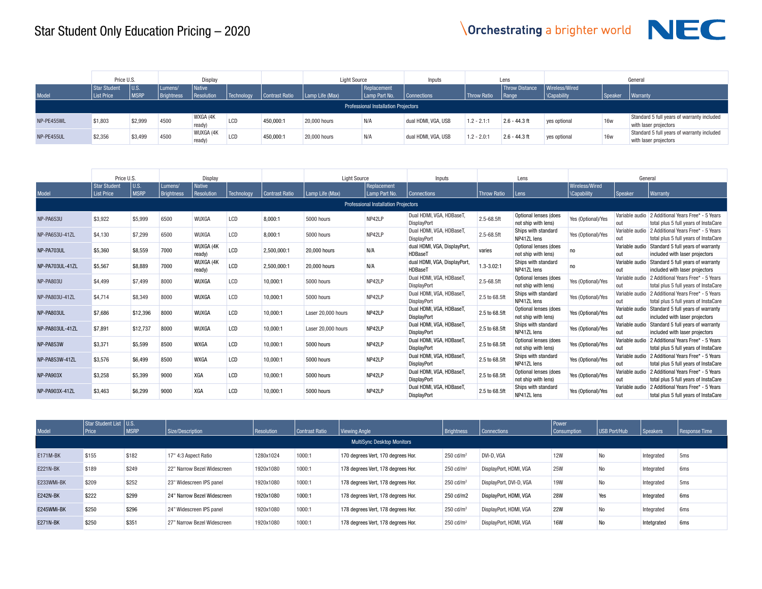# Star Student Only Education Pricing – 2020

\Orchestrating a brighter world NEC

| | Price U.S. | | Display | | | | Light Source | | Inputs | Lens | | General | | |
|---|---|---|---|---|---|---|---|---|---|---|---|---|---|---|
| Model | Star Student List Price | U.S. MSRP | Lumens/ Brightness | Native Resolution | Technology | Contrast Ratio | Lamp Life (Max) | Replacement Lamp Part No. | Connections | Throw Ratio | Throw Distance Range | Wireless/Wired \Capability | Speaker | Warranty |
| **Professional Installation Projectors** | | | | | | | | | | | | | | |
| NP-PE455WL | $1,803 | $2,999 | 4500 | WXGA (4K ready) | LCD | 450,000:1 | 20,000 hours | N/A | dual HDMI, VGA, USB | 1.2 - 2.1:1 | 2.6 - 44.3 ft | yes optional | 16w | Standard 5 full years of warranty included with laser projectors |
| NP-PE455UL | $2,356 | $3,499 | 4500 | WUXGA (4K ready) | LCD | 450,000:1 | 20,000 hours | N/A | dual HDMI, VGA, USB | 1.2 - 2.0:1 | 2.6 - 44.3 ft | yes optional | 16w | Standard 5 full years of warranty included with laser projectors |

| | Price U.S. | | Display | | | | Light Source | | Inputs | Lens | | General | | |
|---|---|---|---|---|---|---|---|---|---|---|---|---|---|---|
| Model | Star Student List Price | U.S. MSRP | Lumens/ Brightness | Native Resolution | Technology | Contrast Ratio | Lamp Life (Max) | Replacement Lamp Part No. | Connections | Throw Ratio | Lens | Wireless/Wired \Capability | Speaker | Warranty |
| **Professional Installation Projectors** | | | | | | | | | | | | | | |
| NP-PA653U | $3,922 | $5,999 | 6500 | WUXGA | LCD | 8,000:1 | 5000 hours | NP42LP | Dual HDMI, VGA, HDBaseT, DisplayPort | 2.5-68.5ft | Optional lenses (does not ship with lens) | Yes (Optional)/Yes | Variable audio out | 2 Additional Years Free* - 5 Years total plus 5 full years of InstaCare |
| NP-PA653U-41ZL | $4,130 | $7,299 | 6500 | WUXGA | LCD | 8,000:1 | 5000 hours | NP42LP | Dual HDMI, VGA, HDBaseT, DisplayPort | 2.5-68.5ft | Ships with standard NP41ZL lens | Yes (Optional)/Yes | Variable audio out | 2 Additional Years Free* - 5 Years total plus 5 full years of InstaCare |
| NP-PA703UL | $5,360 | $8,559 | 7000 | WUXGA (4K ready) | LCD | 2,500,000:1 | 20,000 hours | N/A | dual HDMI, VGA, DisplayPort, HDBaseT | varies | Optional lenses (does not ship with lens) | no | Variable audio out | Standard 5 full years of warranty included with laser projectors |
| NP-PA703UL-41ZL | $5,567 | $8,889 | 7000 | WUXGA (4K ready) | LCD | 2,500,000:1 | 20,000 hours | N/A | dual HDMI, VGA, DisplayPort, HDBaseT | 1.3-3.02:1 | Ships with standard NP41ZL lens | no | Variable audio out | Standard 5 full years of warranty included with laser projectors |
| NP-PA803U | $4,499 | $7,499 | 8000 | WUXGA | LCD | 10,000:1 | 5000 hours | NP42LP | Dual HDMI, VGA, HDBaseT, DisplayPort | 2.5-68.5ft | Optional lenses (does not ship with lens) | Yes (Optional)/Yes | Variable audio out | 2 Additional Years Free* - 5 Years total plus 5 full years of InstaCare |
| NP-PA803U-41ZL | $4,714 | $8,349 | 8000 | WUXGA | LCD | 10,000:1 | 5000 hours | NP42LP | Dual HDMI, VGA, HDBaseT, DisplayPort | 2.5 to 68.5ft | Ships with standard NP41ZL lens | Yes (Optional)/Yes | Variable audio out | 2 Additional Years Free* - 5 Years total plus 5 full years of InstaCare |
| NP-PA803UL | $7,686 | $12,396 | 8000 | WUXGA | LCD | 10,000:1 | Laser 20,000 hours | NP42LP | Dual HDMI, VGA, HDBaseT, DisplayPort | 2.5 to 68.5ft | Optional lenses (does not ship with lens) | Yes (Optional)/Yes | Variable audio out | Standard 5 full years of warranty included with laser projectors |
| NP-PA803UL-41ZL | $7,891 | $12,737 | 8000 | WUXGA | LCD | 10,000:1 | Laser 20,000 hours | NP42LP | Dual HDMI, VGA, HDBaseT, DisplayPort | 2.5 to 68.5ft | Ships with standard NP41ZL lens | Yes (Optional)/Yes | Variable audio out | Standard 5 full years of warranty included with laser projectors |
| NP-PA853W | $3,371 | $5,599 | 8500 | WXGA | LCD | 10,000:1 | 5000 hours | NP42LP | Dual HDMI, VGA, HDBaseT, DisplayPort | 2.5 to 68.5ft | Optional lenses (does not ship with lens) | Yes (Optional)/Yes | Variable audio out | 2 Additional Years Free* - 5 Years total plus 5 full years of InstaCare |
| NP-PA853W-41ZL | $3,576 | $6,499 | 8500 | WXGA | LCD | 10,000:1 | 5000 hours | NP42LP | Dual HDMI, VGA, HDBaseT, DisplayPort | 2.5 to 68.5ft | Ships with standard NP41ZL lens | Yes (Optional)/Yes | Variable audio out | 2 Additional Years Free* - 5 Years total plus 5 full years of InstaCare |
| NP-PA903X | $3,258 | $5,399 | 9000 | XGA | LCD | 10,000:1 | 5000 hours | NP42LP | Dual HDMI, VGA, HDBaseT, DisplayPort | 2.5 to 68.5ft | Optional lenses (does not ship with lens) | Yes (Optional)/Yes | Variable audio out | 2 Additional Years Free* - 5 Years total plus 5 full years of InstaCare |
| NP-PA903X-41ZL | $3,463 | $6,299 | 9000 | XGA | LCD | 10,000:1 | 5000 hours | NP42LP | Dual HDMI, VGA, HDBaseT, DisplayPort | 2.5 to 68.5ft | Ships with standard NP41ZL lens | Yes (Optional)/Yes | Variable audio out | 2 Additional Years Free* - 5 Years total plus 5 full years of InstaCare |

| Model | Star Student List Price | U.S. MSRP | Size/Description | Resolution | Contrast Ratio | Viewing Angle | Brightness | Connections | Power Consumption | USB Port/Hub | Speakers | Response Time |
|---|---|---|---|---|---|---|---|---|---|---|---|---|
| **MultiSync Desktop Monitors** | | | | | | | | | | | | |
| E171M-BK | $155 | $182 | 17" 4:3 Aspect Ratio | 1280x1024 | 1000:1 | 170 degrees Vert, 170 degrees Hor. | 250 cd/m² | DVI-D, VGA | 12W | No | Integrated | 5ms |
| E221N-BK | $189 | $249 | 22" Narrow Bezel Widescreen | 1920x1080 | 1000:1 | 178 degrees Vert, 178 degrees Hor. | 250 cd/m² | DisplayPort, HDMI, VGA | 25W | No | Integrated | 6ms |
| E233WMi-BK | $209 | $252 | 23" Widescreen IPS panel | 1920x1080 | 1000:1 | 178 degrees Vert, 178 degrees Hor. | 250 cd/m² | DisplayPort, DVI-D, VGA | 19W | No | Integrated | 5ms |
| E242N-BK | $222 | $299 | 24" Narrow Bezel Widescreen | 1920x1080 | 1000:1 | 178 degrees Vert, 178 degrees Hor. | 250 cd/m2 | DisplayPort, HDMI, VGA | 28W | Yes | Integrated | 6ms |
| E245WMi-BK | $250 | $296 | 24" Widescreen IPS panel | 1920x1080 | 1000:1 | 178 degrees Vert, 178 degrees Hor. | 250 cd/m² | DisplayPort, HDMI, VGA | 22W | No | Integrated | 6ms |
| E271N-BK | $250 | $351 | 27" Narrow Bezel Widescreen | 1920x1080 | 1000:1 | 178 degrees Vert, 178 degrees Hor. | 250 cd/m² | DisplayPort, HDMI, VGA | 16W | No | Intetgrated | 6ms |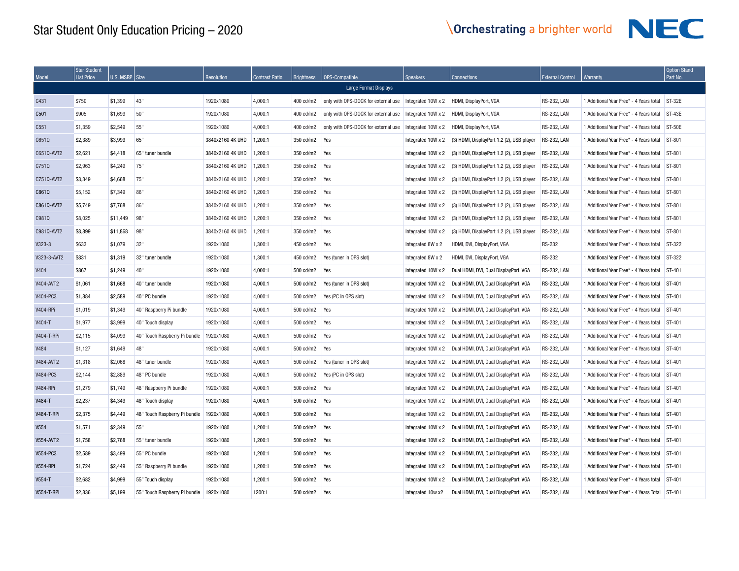# Star Student Only Education Pricing – 2020

| Model | Star Student List Price | U.S. MSRP | Size | Resolution | Contrast Ratio | Brightness | OPS-Compatible | Speakers | Connections | External Control | Warranty | Option Stand Part No. |
|---|---|---|---|---|---|---|---|---|---|---|---|---|
| Large Format Displays | | | | | | | | | | | | |
| C431 | $750 | $1,399 | 43" | 1920x1080 | 4,000:1 | 400 cd/m2 | only with OPS-DOCK for external use | Integrated 10W x 2 | HDMI, DisplayPort, VGA | RS-232, LAN | 1 Additional Year Free* - 4 Years total | ST-32E |
| C501 | $905 | $1,699 | 50" | 1920x1080 | 4,000:1 | 400 cd/m2 | only with OPS-DOCK for external use | Integrated 10W x 2 | HDMI, DisplayPort, VGA | RS-232, LAN | 1 Additional Year Free* - 4 Years total | ST-43E |
| C551 | $1,359 | $2,549 | 55" | 1920x1080 | 4,000:1 | 400 cd/m2 | only with OPS-DOCK for external use | Integrated 10W x 2 | HDMI, DisplayPort, VGA | RS-232, LAN | 1 Additional Year Free* - 4 Years total | ST-50E |
| C651Q | $2,389 | $3,999 | 65" | 3840x2160 4K UHD | 1,200:1 | 350 cd/m2 | Yes | Integrated 10W x 2 | (3) HDMI, DisplayPort 1.2 (2), USB player | RS-232, LAN | 1 Additional Year Free* - 4 Years total | ST-801 |
| C651Q-AVT2 | $2,621 | $4,418 | 65" tuner bundle | 3840x2160 4K UHD | 1,200:1 | 350 cd/m2 | Yes | Integrated 10W x 2 | (3) HDMI, DisplayPort 1.2 (2), USB player | RS-232, LAN | 1 Additional Year Free* - 4 Years total | ST-801 |
| C751Q | $2,963 | $4,249 | 75" | 3840x2160 4K UHD | 1,200:1 | 350 cd/m2 | Yes | Integrated 10W x 2 | (3) HDMI, DisplayPort 1.2 (2), USB player | RS-232, LAN | 1 Additional Year Free* - 4 Years total | ST-801 |
| C751Q-AVT2 | $3,349 | $4,668 | 75" | 3840x2160 4K UHD | 1,200:1 | 350 cd/m2 | Yes | Integrated 10W x 2 | (3) HDMI, DisplayPort 1.2 (2), USB player | RS-232, LAN | 1 Additional Year Free* - 4 Years total | ST-801 |
| C861Q | $5,152 | $7,349 | 86" | 3840x2160 4K UHD | 1,200:1 | 350 cd/m2 | Yes | Integrated 10W x 2 | (3) HDMI, DisplayPort 1.2 (2), USB player | RS-232, LAN | 1 Additional Year Free* - 4 Years total | ST-801 |
| C861Q-AVT2 | $5,749 | $7,768 | 86" | 3840x2160 4K UHD | 1,200:1 | 350 cd/m2 | Yes | Integrated 10W x 2 | (3) HDMI, DisplayPort 1.2 (2), USB player | RS-232, LAN | 1 Additional Year Free* - 4 Years total | ST-801 |
| C981Q | $8,025 | $11,449 | 98" | 3840x2160 4K UHD | 1,200:1 | 350 cd/m2 | Yes | Integrated 10W x 2 | (3) HDMI, DisplayPort 1.2 (2), USB player | RS-232, LAN | 1 Additional Year Free* - 4 Years total | ST-801 |
| C981Q-AVT2 | $8,899 | $11,868 | 98" | 3840x2160 4K UHD | 1,200:1 | 350 cd/m2 | Yes | Integrated 10W x 2 | (3) HDMI, DisplayPort 1.2 (2), USB player | RS-232, LAN | 1 Additional Year Free* - 4 Years total | ST-801 |
| V323-3 | $633 | $1,079 | 32" | 1920x1080 | 1,300:1 | 450 cd/m2 | Yes | Integrated 8W x 2 | HDMI, DVI, DisplayPort, VGA | RS-232 | 1 Additional Year Free* - 4 Years total | ST-322 |
| V323-3-AVT2 | $831 | $1,319 | 32" tuner bundle | 1920x1080 | 1,300:1 | 450 cd/m2 | Yes (tuner in OPS slot) | Integrated 8W x 2 | HDMI, DVI, DisplayPort, VGA | RS-232 | 1 Additional Year Free* - 4 Years total | ST-322 |
| V404 | $867 | $1,249 | 40" | 1920x1080 | 4,000:1 | 500 cd/m2 | Yes | Integrated 10W x 2 | Dual HDMI, DVI, Dual DisplayPort, VGA | RS-232, LAN | 1 Additional Year Free* - 4 Years total | ST-401 |
| V404-AVT2 | $1,061 | $1,668 | 40" tuner bundle | 1920x1080 | 4,000:1 | 500 cd/m2 | Yes (tuner in OPS slot) | Integrated 10W x 2 | Dual HDMI, DVI, Dual DisplayPort, VGA | RS-232, LAN | 1 Additional Year Free* - 4 Years total | ST-401 |
| V404-PC3 | $1,884 | $2,589 | 40" PC bundle | 1920x1080 | 4,000:1 | 500 cd/m2 | Yes (PC in OPS slot) | Integrated 10W x 2 | Dual HDMI, DVI, Dual DisplayPort, VGA | RS-232, LAN | 1 Additional Year Free* - 4 Years total | ST-401 |
| V404-RPi | $1,019 | $1,349 | 40" Raspberry Pi bundle | 1920x1080 | 4,000:1 | 500 cd/m2 | Yes | Integrated 10W x 2 | Dual HDMI, DVI, Dual DisplayPort, VGA | RS-232, LAN | 1 Additional Year Free* - 4 Years total | ST-401 |
| V404-T | $1,977 | $3,999 | 40" Touch display | 1920x1080 | 4,000:1 | 500 cd/m2 | Yes | Integrated 10W x 2 | Dual HDMI, DVI, Dual DisplayPort, VGA | RS-232, LAN | 1 Additional Year Free* - 4 Years total | ST-401 |
| V404-T-RPi | $2,115 | $4,099 | 40" Touch Raspberry Pi bundle | 1920x1080 | 4,000:1 | 500 cd/m2 | Yes | Integrated 10W x 2 | Dual HDMI, DVI, Dual DisplayPort, VGA | RS-232, LAN | 1 Additional Year Free* - 4 Years total | ST-401 |
| V484 | $1,127 | $1,649 | 48" | 1920x1080 | 4,000:1 | 500 cd/m2 | Yes | Integrated 10W x 2 | Dual HDMI, DVI, Dual DisplayPort, VGA | RS-232, LAN | 1 Additional Year Free* - 4 Years total | ST-401 |
| V484-AVT2 | $1,318 | $2,068 | 48" tuner bundle | 1920x1080 | 4,000:1 | 500 cd/m2 | Yes (tuner in OPS slot) | Integrated 10W x 2 | Dual HDMI, DVI, Dual DisplayPort, VGA | RS-232, LAN | 1 Additional Year Free* - 4 Years total | ST-401 |
| V484-PC3 | $2,144 | $2,889 | 48" PC bundle | 1920x1080 | 4,000:1 | 500 cd/m2 | Yes (PC in OPS slot) | Integrated 10W x 2 | Dual HDMI, DVI, Dual DisplayPort, VGA | RS-232, LAN | 1 Additional Year Free* - 4 Years total | ST-401 |
| V484-RPi | $1,279 | $1,749 | 48" Raspberry Pi bundle | 1920x1080 | 4,000:1 | 500 cd/m2 | Yes | Integrated 10W x 2 | Dual HDMI, DVI, Dual DisplayPort, VGA | RS-232, LAN | 1 Additional Year Free* - 4 Years total | ST-401 |
| V484-T | $2,237 | $4,349 | 48" Touch display | 1920x1080 | 4,000:1 | 500 cd/m2 | Yes | Integrated 10W x 2 | Dual HDMI, DVI, Dual DisplayPort, VGA | RS-232, LAN | 1 Additional Year Free* - 4 Years total | ST-401 |
| V484-T-RPi | $2,375 | $4,449 | 48" Touch Raspberry Pi bundle | 1920x1080 | 4,000:1 | 500 cd/m2 | Yes | Integrated 10W x 2 | Dual HDMI, DVI, Dual DisplayPort, VGA | RS-232, LAN | 1 Additional Year Free* - 4 Years total | ST-401 |
| V554 | $1,571 | $2,349 | 55" | 1920x1080 | 1,200:1 | 500 cd/m2 | Yes | Integrated 10W x 2 | Dual HDMI, DVI, Dual DisplayPort, VGA | RS-232, LAN | 1 Additional Year Free* - 4 Years total | ST-401 |
| V554-AVT2 | $1,758 | $2,768 | 55" tuner bundle | 1920x1080 | 1,200:1 | 500 cd/m2 | Yes | Integrated 10W x 2 | Dual HDMI, DVI, Dual DisplayPort, VGA | RS-232, LAN | 1 Additional Year Free* - 4 Years total | ST-401 |
| V554-PC3 | $2,589 | $3,499 | 55" PC bundle | 1920x1080 | 1,200:1 | 500 cd/m2 | Yes | Integrated 10W x 2 | Dual HDMI, DVI, Dual DisplayPort, VGA | RS-232, LAN | 1 Additional Year Free* - 4 Years total | ST-401 |
| V554-RPi | $1,724 | $2,449 | 55" Raspberry Pi bundle | 1920x1080 | 1,200:1 | 500 cd/m2 | Yes | Integrated 10W x 2 | Dual HDMI, DVI, Dual DisplayPort, VGA | RS-232, LAN | 1 Additional Year Free* - 4 Years total | ST-401 |
| V554-T | $2,682 | $4,999 | 55" Touch display | 1920x1080 | 1,200:1 | 500 cd/m2 | Yes | Integrated 10W x 2 | Dual HDMI, DVI, Dual DisplayPort, VGA | RS-232, LAN | 1 Additional Year Free* - 4 Years total | ST-401 |
| V554-T-RPi | $2,836 | $5,199 | 55" Touch Raspberry Pi bundle | 1920x1080 | 1200:1 | 500 cd/m2 | Yes | integrated 10w x2 | Dual HDMI, DVI, Dual DisplayPort, VGA | RS-232, LAN | 1 Additional Year Free* - 4 Years Total | ST-401 |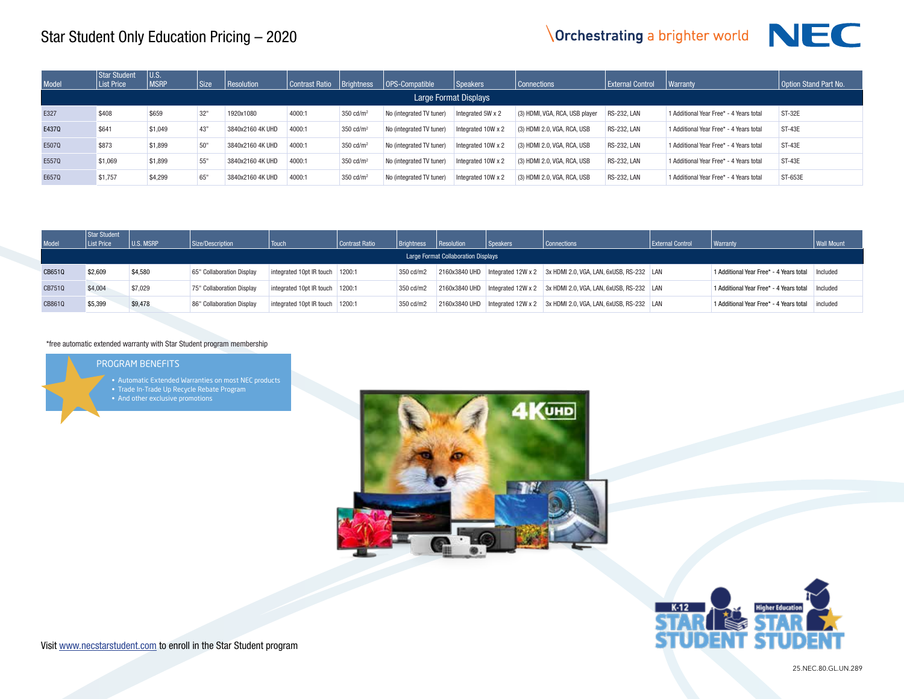# Star Student Only Education Pricing – 2020

| Model | Star Student List Price | U.S. MSRP | Size | Resolution | Contrast Ratio | Brightness | OPS-Compatible | Speakers | Connections | External Control | Warranty | Option Stand Part No. |
|---|---|---|---|---|---|---|---|---|---|---|---|---|
| **Large Format Displays** | | | | | | | | | | | | |
| E327 | $408 | $659 | 32" | 1920x1080 | 4000:1 | 350 cd/m² | No (integrated TV tuner) | Integrated 5W x 2 | (3) HDMI, VGA, RCA, USB player | RS-232, LAN | 1 Additional Year Free* - 4 Years total | ST-32E |
| E437Q | $641 | $1,049 | 43" | 3840x2160 4K UHD | 4000:1 | 350 cd/m² | No (integrated TV tuner) | Integrated 10W x 2 | (3) HDMI 2.0, VGA, RCA, USB | RS-232, LAN | 1 Additional Year Free* - 4 Years total | ST-43E |
| E507Q | $873 | $1,899 | 50" | 3840x2160 4K UHD | 4000:1 | 350 cd/m² | No (integrated TV tuner) | Integrated 10W x 2 | (3) HDMI 2.0, VGA, RCA, USB | RS-232, LAN | 1 Additional Year Free* - 4 Years total | ST-43E |
| E557Q | $1,069 | $1,899 | 55" | 3840x2160 4K UHD | 4000:1 | 350 cd/m² | No (integrated TV tuner) | Integrated 10W x 2 | (3) HDMI 2.0, VGA, RCA, USB | RS-232, LAN | 1 Additional Year Free* - 4 Years total | ST-43E |
| E657Q | $1,757 | $4,299 | 65" | 3840x2160 4K UHD | 4000:1 | 350 cd/m² | No (integrated TV tuner) | Integrated 10W x 2 | (3) HDMI 2.0, VGA, RCA, USB | RS-232, LAN | 1 Additional Year Free* - 4 Years total | ST-653E |

| Model | Star Student List Price | U.S. MSRP | Size/Description | Touch | Contrast Ratio | Brightness | Resolution | Speakers | Connections | External Control | Warranty | Wall Mount |
|---|---|---|---|---|---|---|---|---|---|---|---|---|
| **Large Format Collaboration Displays** | | | | | | | | | | | | |
| CB651Q | $2,609 | $4,580 | 65" Collaboration Display | integrated 10pt IR touch | 1200:1 | 350 cd/m2 | 2160x3840 UHD | Integrated 12W x 2 | 3x HDMI 2.0, VGA, LAN, 6xUSB, RS-232 | LAN | 1 Additional Year Free* - 4 Years total | Included |
| CB751Q | $4,004 | $7,029 | 75" Collaboration Display | integrated 10pt IR touch | 1200:1 | 350 cd/m2 | 2160x3840 UHD | Integrated 12W x 2 | 3x HDMI 2.0, VGA, LAN, 6xUSB, RS-232 | LAN | 1 Additional Year Free* - 4 Years total | Included |
| CB861Q | $5,399 | $9,478 | 86" Collaboration Display | integrated 10pt IR touch | 1200:1 | 350 cd/m2 | 2160x3840 UHD | Integrated 12W x 2 | 3x HDMI 2.0, VGA, LAN, 6xUSB, RS-232 | LAN | 1 Additional Year Free* - 4 Years total | included |

*free automatic extended warranty with Star Student program membership

## PROGRAM BENEFITS

- Automatic Extended Warranties on most NEC products
- Trade In-Trade Up Recycle Rebate Program
- And other exclusive promotions

Visit www.necstarstudent.com to enroll in the Star Student program

25.NEC.80.GL.UN.289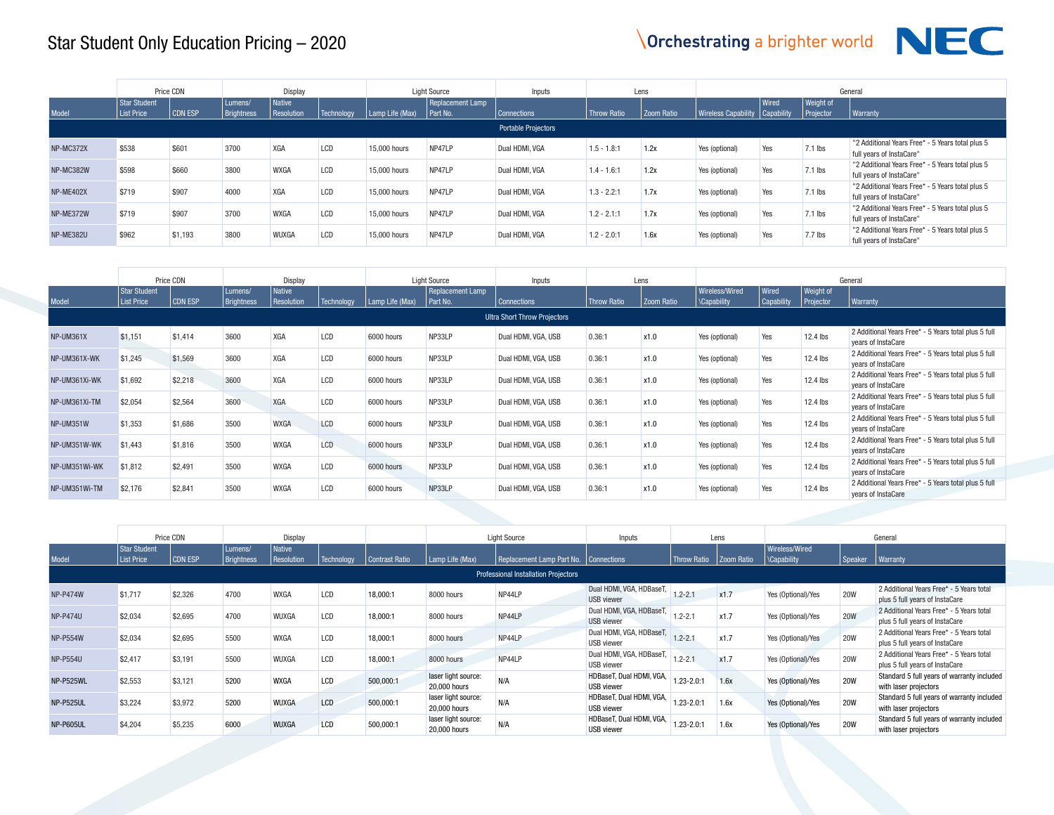# Star Student Only Education Pricing – 2020

Orchestrating a brighter world

| | Price CDN | | Display | | | Light Source | | Inputs | Lens | | General | | | |
|---|---|---|---|---|---|---|---|---|---|---|---|---|---|---|
| Model | Star Student List Price | CDN ESP | Lumens/ Brightness | Native Resolution | Technology | Lamp Life (Max) | Replacement Lamp Part No. | Connections | Throw Ratio | Zoom Ratio | Wireless Capability | Wired Capability | Weight of Projector | Warranty |
| Portable Projectors | | | | | | | | | | | | | | |
| NP-MC372X | $538 | $601 | 3700 | XGA | LCD | 15,000 hours | NP47LP | Dual HDMI, VGA | 1.5 - 1.8:1 | 1.2x | Yes (optional) | Yes | 7.1 lbs | "2 Additional Years Free* - 5 Years total plus 5 full years of InstaCare" |
| NP-MC382W | $598 | $660 | 3800 | WXGA | LCD | 15,000 hours | NP47LP | Dual HDMI, VGA | 1.4 - 1.6:1 | 1.2x | Yes (optional) | Yes | 7.1 lbs | "2 Additional Years Free* - 5 Years total plus 5 full years of InstaCare" |
| NP-ME402X | $719 | $907 | 4000 | XGA | LCD | 15,000 hours | NP47LP | Dual HDMI, VGA | 1.3 - 2.2:1 | 1.7x | Yes (optional) | Yes | 7.1 lbs | "2 Additional Years Free* - 5 Years total plus 5 full years of InstaCare" |
| NP-ME372W | $719 | $907 | 3700 | WXGA | LCD | 15,000 hours | NP47LP | Dual HDMI, VGA | 1.2 - 2.1:1 | 1.7x | Yes (optional) | Yes | 7.1 lbs | "2 Additional Years Free* - 5 Years total plus 5 full years of InstaCare" |
| NP-ME382U | $962 | $1,193 | 3800 | WUXGA | LCD | 15,000 hours | NP47LP | Dual HDMI, VGA | 1.2 - 2.0:1 | 1.6x | Yes (optional) | Yes | 7.7 lbs | "2 Additional Years Free* - 5 Years total plus 5 full years of InstaCare" |

| | Price CDN | | Display | | | Light Source | | Inputs | Lens | | General | | | |
|---|---|---|---|---|---|---|---|---|---|---|---|---|---|---|
| Model | Star Student List Price | CDN ESP | Lumens/ Brightness | Native Resolution | Technology | Lamp Life (Max) | Replacement Lamp Part No. | Connections | Throw Ratio | Zoom Ratio | Wireless/Wired \Capability | Wired Capability | Weight of Projector | Warranty |
| Ultra Short Throw Projectors | | | | | | | | | | | | | | |
| NP-UM361X | $1,151 | $1,414 | 3600 | XGA | LCD | 6000 hours | NP33LP | Dual HDMI, VGA, USB | 0.36:1 | x1.0 | Yes (optional) | Yes | 12.4 lbs | 2 Additional Years Free* - 5 Years total plus 5 full years of InstaCare |
| NP-UM361X-WK | $1,245 | $1,569 | 3600 | XGA | LCD | 6000 hours | NP33LP | Dual HDMI, VGA, USB | 0.36:1 | x1.0 | Yes (optional) | Yes | 12.4 lbs | 2 Additional Years Free* - 5 Years total plus 5 full years of InstaCare |
| NP-UM361Xi-WK | $1,692 | $2,218 | 3600 | XGA | LCD | 6000 hours | NP33LP | Dual HDMI, VGA, USB | 0.36:1 | x1.0 | Yes (optional) | Yes | 12.4 lbs | 2 Additional Years Free* - 5 Years total plus 5 full years of InstaCare |
| NP-UM361Xi-TM | $2,054 | $2,564 | 3600 | XGA | LCD | 6000 hours | NP33LP | Dual HDMI, VGA, USB | 0.36:1 | x1.0 | Yes (optional) | Yes | 12.4 lbs | 2 Additional Years Free* - 5 Years total plus 5 full years of InstaCare |
| NP-UM351W | $1,353 | $1,686 | 3500 | WXGA | LCD | 6000 hours | NP33LP | Dual HDMI, VGA, USB | 0.36:1 | x1.0 | Yes (optional) | Yes | 12.4 lbs | 2 Additional Years Free* - 5 Years total plus 5 full years of InstaCare |
| NP-UM351W-WK | $1,443 | $1,816 | 3500 | WXGA | LCD | 6000 hours | NP33LP | Dual HDMI, VGA, USB | 0.36:1 | x1.0 | Yes (optional) | Yes | 12.4 lbs | 2 Additional Years Free* - 5 Years total plus 5 full years of InstaCare |
| NP-UM351Wi-WK | $1,812 | $2,491 | 3500 | WXGA | LCD | 6000 hours | NP33LP | Dual HDMI, VGA, USB | 0.36:1 | x1.0 | Yes (optional) | Yes | 12.4 lbs | 2 Additional Years Free* - 5 Years total plus 5 full years of InstaCare |
| NP-UM351Wi-TM | $2,176 | $2,841 | 3500 | WXGA | LCD | 6000 hours | NP33LP | Dual HDMI, VGA, USB | 0.36:1 | x1.0 | Yes (optional) | Yes | 12.4 lbs | 2 Additional Years Free* - 5 Years total plus 5 full years of InstaCare |

| | Price CDN | | Display | | | | Light Source | | Inputs | Lens | | General | | |
|---|---|---|---|---|---|---|---|---|---|---|---|---|---|---|
| Model | Star Student List Price | CDN ESP | Lumens/ Brightness | Native Resolution | Technology | Contrast Ratio | Lamp Life (Max) | Replacement Lamp Part No. | Connections | Throw Ratio | Zoom Ratio | Wireless/Wired \Capability | Speaker | Warranty |
| Professional Installation Projectors | | | | | | | | | | | | | | |
| NP-P474W | $1,717 | $2,326 | 4700 | WXGA | LCD | 18,000:1 | 8000 hours | NP44LP | Dual HDMI, VGA, HDBaseT, USB viewer | 1.2-2.1 | x1.7 | Yes (Optional)/Yes | 20W | 2 Additional Years Free* - 5 Years total plus 5 full years of InstaCare |
| NP-P474U | $2,034 | $2,695 | 4700 | WUXGA | LCD | 18,000:1 | 8000 hours | NP44LP | Dual HDMI, VGA, HDBaseT, USB viewer | 1.2-2.1 | x1.7 | Yes (Optional)/Yes | 20W | 2 Additional Years Free* - 5 Years total plus 5 full years of InstaCare |
| NP-P554W | $2,034 | $2,695 | 5500 | WXGA | LCD | 18,000:1 | 8000 hours | NP44LP | Dual HDMI, VGA, HDBaseT, USB viewer | 1.2-2.1 | x1.7 | Yes (Optional)/Yes | 20W | 2 Additional Years Free* - 5 Years total plus 5 full years of InstaCare |
| NP-P554U | $2,417 | $3,191 | 5500 | WUXGA | LCD | 18,000:1 | 8000 hours | NP44LP | Dual HDMI, VGA, HDBaseT, USB viewer | 1.2-2.1 | x1.7 | Yes (Optional)/Yes | 20W | 2 Additional Years Free* - 5 Years total plus 5 full years of InstaCare |
| NP-P525WL | $2,553 | $3,121 | 5200 | WXGA | LCD | 500,000:1 | laser light source: 20,000 hours | N/A | HDBaseT, Dual HDMI, VGA, USB viewer | 1.23-2.0:1 | 1.6x | Yes (Optional)/Yes | 20W | Standard 5 full years of warranty included with laser projectors |
| NP-P525UL | $3,224 | $3,972 | 5200 | WUXGA | LCD | 500,000:1 | laser light source: 20,000 hours | N/A | HDBaseT, Dual HDMI, VGA, USB viewer | 1.23-2.0:1 | 1.6x | Yes (Optional)/Yes | 20W | Standard 5 full years of warranty included with laser projectors |
| NP-P605UL | $4,204 | $5,235 | 6000 | WUXGA | LCD | 500,000:1 | laser light source: 20,000 hours | N/A | HDBaseT, Dual HDMI, VGA, USB viewer | 1.23-2.0:1 | 1.6x | Yes (Optional)/Yes | 20W | Standard 5 full years of warranty included with laser projectors |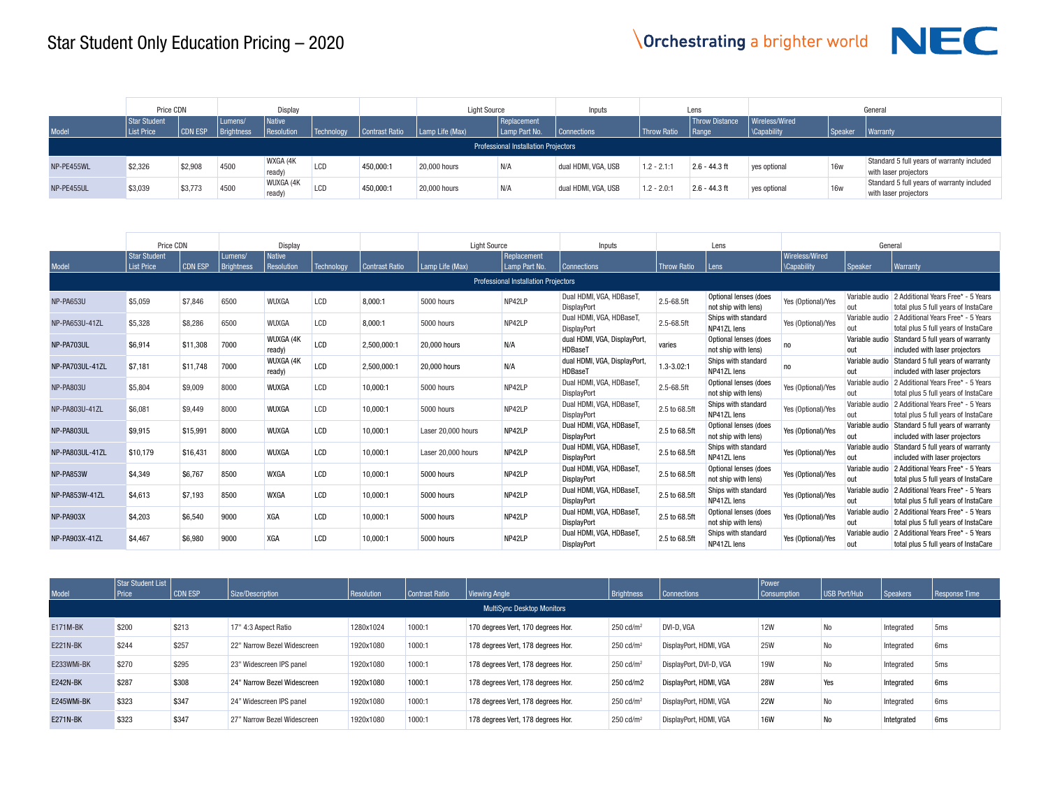# Star Student Only Education Pricing – 2020

| Model | Price CDN | | Display | | | | Light Source | | Inputs | Lens | | General | | |
|---|---|---|---|---|---|---|---|---|---|---|---|---|---|---|
| | Star Student List Price | CDN ESP | Lumens/ Brightness | Native Resolution | Technology | Contrast Ratio | Lamp Life (Max) | Replacement Lamp Part No. | Connections | Throw Ratio | Throw Distance Range | Wireless/Wired \Capability | Speaker | Warranty |
| **Professional Installation Projectors** | | | | | | | | | | | | | | |
| NP-PE455WL | $2,326 | $2,908 | 4500 | WXGA (4K ready) | LCD | 450,000:1 | 20,000 hours | N/A | dual HDMI, VGA, USB | 1.2 - 2.1:1 | 2.6 - 44.3 ft | yes optional | 16w | Standard 5 full years of warranty included with laser projectors |
| NP-PE455UL | $3,039 | $3,773 | 4500 | WUXGA (4K ready) | LCD | 450,000:1 | 20,000 hours | N/A | dual HDMI, VGA, USB | 1.2 - 2.0:1 | 2.6 - 44.3 ft | yes optional | 16w | Standard 5 full years of warranty included with laser projectors |

| Model | Price CDN | | Display | | | | Light Source | | Inputs | Lens | | General | | |
|---|---|---|---|---|---|---|---|---|---|---|---|---|---|---|
| | Star Student List Price | CDN ESP | Lumens/ Brightness | Native Resolution | Technology | Contrast Ratio | Lamp Life (Max) | Replacement Lamp Part No. | Connections | Throw Ratio | Lens | Wireless/Wired \Capability | Speaker | Warranty |
| **Professional Installation Projectors** | | | | | | | | | | | | | | |
| NP-PA653U | $5,059 | $7,846 | 6500 | WUXGA | LCD | 8,000:1 | 5000 hours | NP42LP | Dual HDMI, VGA, HDBaseT, DisplayPort | 2.5-68.5ft | Optional lenses (does not ship with lens) | Yes (Optional)/Yes | Variable audio out | 2 Additional Years Free* - 5 Years total plus 5 full years of InstaCare |
| NP-PA653U-41ZL | $5,328 | $8,286 | 6500 | WUXGA | LCD | 8,000:1 | 5000 hours | NP42LP | Dual HDMI, VGA, HDBaseT, DisplayPort | 2.5-68.5ft | Ships with standard NP41ZL lens | Yes (Optional)/Yes | Variable audio out | 2 Additional Years Free* - 5 Years total plus 5 full years of InstaCare |
| NP-PA703UL | $6,914 | $11,308 | 7000 | WUXGA (4K ready) | LCD | 2,500,000:1 | 20,000 hours | N/A | dual HDMI, VGA, DisplayPort, HDBaseT | varies | Optional lenses (does not ship with lens) | no | Variable audio out | Standard 5 full years of warranty included with laser projectors |
| NP-PA703UL-41ZL | $7,181 | $11,748 | 7000 | WUXGA (4K ready) | LCD | 2,500,000:1 | 20,000 hours | N/A | dual HDMI, VGA, DisplayPort, HDBaseT | 1.3-3.02:1 | Ships with standard NP41ZL lens | no | Variable audio out | Standard 5 full years of warranty included with laser projectors |
| NP-PA803U | $5,804 | $9,009 | 8000 | WUXGA | LCD | 10,000:1 | 5000 hours | NP42LP | Dual HDMI, VGA, HDBaseT, DisplayPort | 2.5-68.5ft | Optional lenses (does not ship with lens) | Yes (Optional)/Yes | Variable audio out | 2 Additional Years Free* - 5 Years total plus 5 full years of InstaCare |
| NP-PA803U-41ZL | $6,081 | $9,449 | 8000 | WUXGA | LCD | 10,000:1 | 5000 hours | NP42LP | Dual HDMI, VGA, HDBaseT, DisplayPort | 2.5 to 68.5ft | Ships with standard NP41ZL lens | Yes (Optional)/Yes | Variable audio out | 2 Additional Years Free* - 5 Years total plus 5 full years of InstaCare |
| NP-PA803UL | $9,915 | $15,991 | 8000 | WUXGA | LCD | 10,000:1 | Laser 20,000 hours | NP42LP | Dual HDMI, VGA, HDBaseT, DisplayPort | 2.5 to 68.5ft | Optional lenses (does not ship with lens) | Yes (Optional)/Yes | Variable audio out | Standard 5 full years of warranty included with laser projectors |
| NP-PA803UL-41ZL | $10,179 | $16,431 | 8000 | WUXGA | LCD | 10,000:1 | Laser 20,000 hours | NP42LP | Dual HDMI, VGA, HDBaseT, DisplayPort | 2.5 to 68.5ft | Ships with standard NP41ZL lens | Yes (Optional)/Yes | Variable audio out | Standard 5 full years of warranty included with laser projectors |
| NP-PA853W | $4,349 | $6,767 | 8500 | WXGA | LCD | 10,000:1 | 5000 hours | NP42LP | Dual HDMI, VGA, HDBaseT, DisplayPort | 2.5 to 68.5ft | Optional lenses (does not ship with lens) | Yes (Optional)/Yes | Variable audio out | 2 Additional Years Free* - 5 Years total plus 5 full years of InstaCare |
| NP-PA853W-41ZL | $4,613 | $7,193 | 8500 | WXGA | LCD | 10,000:1 | 5000 hours | NP42LP | Dual HDMI, VGA, HDBaseT, DisplayPort | 2.5 to 68.5ft | Ships with standard NP41ZL lens | Yes (Optional)/Yes | Variable audio out | 2 Additional Years Free* - 5 Years total plus 5 full years of InstaCare |
| NP-PA903X | $4,203 | $6,540 | 9000 | XGA | LCD | 10,000:1 | 5000 hours | NP42LP | Dual HDMI, VGA, HDBaseT, DisplayPort | 2.5 to 68.5ft | Optional lenses (does not ship with lens) | Yes (Optional)/Yes | Variable audio out | 2 Additional Years Free* - 5 Years total plus 5 full years of InstaCare |
| NP-PA903X-41ZL | $4,467 | $6,980 | 9000 | XGA | LCD | 10,000:1 | 5000 hours | NP42LP | Dual HDMI, VGA, HDBaseT, DisplayPort | 2.5 to 68.5ft | Ships with standard NP41ZL lens | Yes (Optional)/Yes | Variable audio out | 2 Additional Years Free* - 5 Years total plus 5 full years of InstaCare |

| Model | Star Student List Price | CDN ESP | Size/Description | Resolution | Contrast Ratio | Viewing Angle | Brightness | Connections | Power Consumption | USB Port/Hub | Speakers | Response Time |
|---|---|---|---|---|---|---|---|---|---|---|---|---|
| **MultiSync Desktop Monitors** | | | | | | | | | | | | |
| E171M-BK | $200 | $213 | 17" 4:3 Aspect Ratio | 1280x1024 | 1000:1 | 170 degrees Vert, 170 degrees Hor. | 250 cd/m² | DVI-D, VGA | 12W | No | Integrated | 5ms |
| E221N-BK | $244 | $257 | 22" Narrow Bezel Widescreen | 1920x1080 | 1000:1 | 178 degrees Vert, 178 degrees Hor. | 250 cd/m² | DisplayPort, HDMI, VGA | 25W | No | Integrated | 6ms |
| E233WMi-BK | $270 | $295 | 23" Widescreen IPS panel | 1920x1080 | 1000:1 | 178 degrees Vert, 178 degrees Hor. | 250 cd/m² | DisplayPort, DVI-D, VGA | 19W | No | Integrated | 5ms |
| E242N-BK | $287 | $308 | 24" Narrow Bezel Widescreen | 1920x1080 | 1000:1 | 178 degrees Vert, 178 degrees Hor. | 250 cd/m2 | DisplayPort, HDMI, VGA | 28W | Yes | Integrated | 6ms |
| E245WMi-BK | $323 | $347 | 24" Widescreen IPS panel | 1920x1080 | 1000:1 | 178 degrees Vert, 178 degrees Hor. | 250 cd/m² | DisplayPort, HDMI, VGA | 22W | No | Integrated | 6ms |
| E271N-BK | $323 | $347 | 27" Narrow Bezel Widescreen | 1920x1080 | 1000:1 | 178 degrees Vert, 178 degrees Hor. | 250 cd/m² | DisplayPort, HDMI, VGA | 16W | No | Intetgrated | 6ms |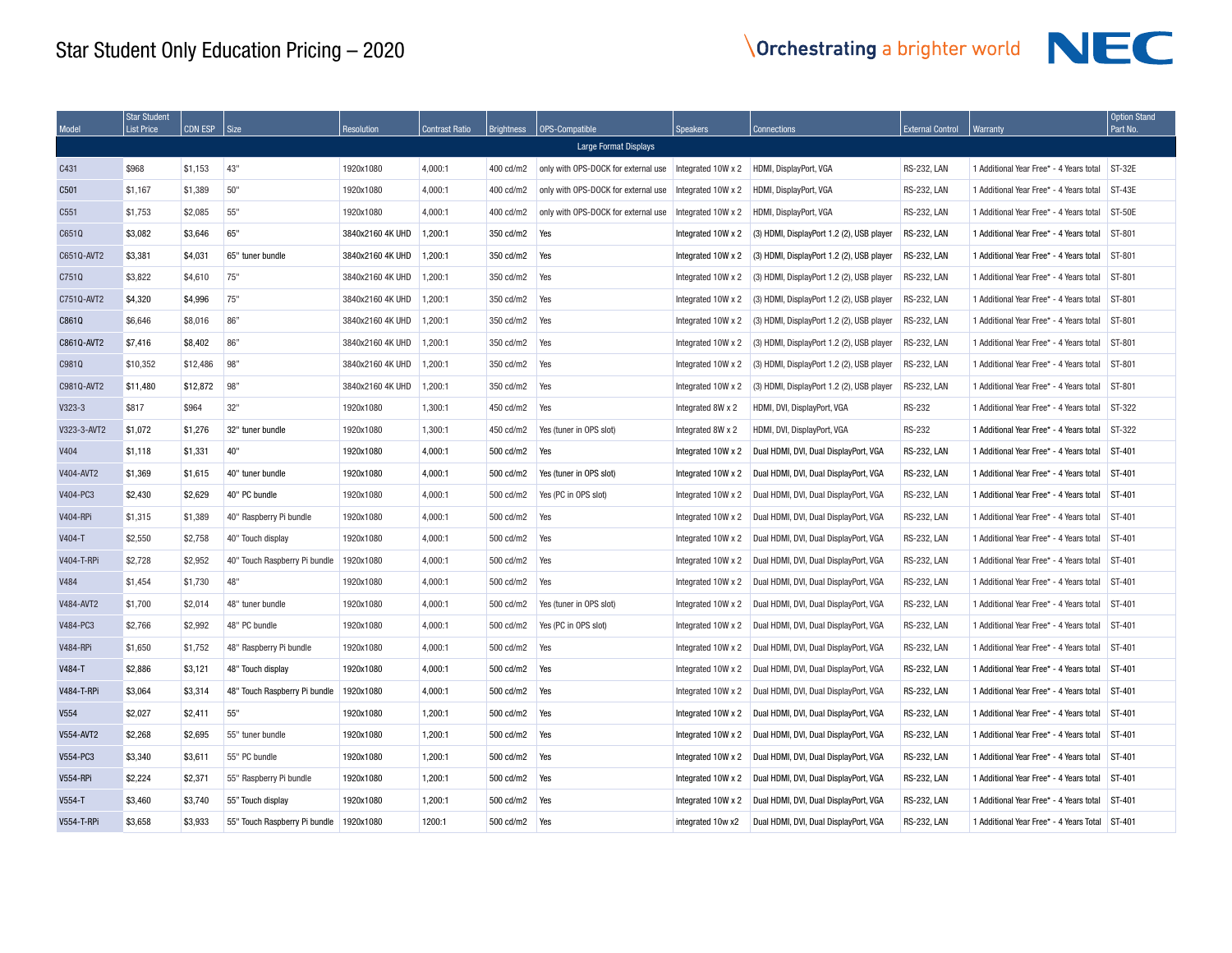# Star Student Only Education Pricing – 2020

| Model | Star Student List Price | CDN ESP | Size | Resolution | Contrast Ratio | Brightness | OPS-Compatible | Speakers | Connections | External Control | Warranty | Option Stand Part No. |
|---|---|---|---|---|---|---|---|---|---|---|---|---|
| Large Format Displays | | | | | | | | | | | | |
| C431 | $968 | $1,153 | 43" | 1920x1080 | 4,000:1 | 400 cd/m2 | only with OPS-DOCK for external use | Integrated 10W x 2 | HDMI, DisplayPort, VGA | RS-232, LAN | 1 Additional Year Free* - 4 Years total | ST-32E |
| C501 | $1,167 | $1,389 | 50" | 1920x1080 | 4,000:1 | 400 cd/m2 | only with OPS-DOCK for external use | Integrated 10W x 2 | HDMI, DisplayPort, VGA | RS-232, LAN | 1 Additional Year Free* - 4 Years total | ST-43E |
| C551 | $1,753 | $2,085 | 55" | 1920x1080 | 4,000:1 | 400 cd/m2 | only with OPS-DOCK for external use | Integrated 10W x 2 | HDMI, DisplayPort, VGA | RS-232, LAN | 1 Additional Year Free* - 4 Years total | ST-50E |
| C651Q | $3,082 | $3,646 | 65" | 3840x2160 4K UHD | 1,200:1 | 350 cd/m2 | Yes | Integrated 10W x 2 | (3) HDMI, DisplayPort 1.2 (2), USB player | RS-232, LAN | 1 Additional Year Free* - 4 Years total | ST-801 |
| C651Q-AVT2 | $3,381 | $4,031 | 65" tuner bundle | 3840x2160 4K UHD | 1,200:1 | 350 cd/m2 | Yes | Integrated 10W x 2 | (3) HDMI, DisplayPort 1.2 (2), USB player | RS-232, LAN | 1 Additional Year Free* - 4 Years total | ST-801 |
| C751Q | $3,822 | $4,610 | 75" | 3840x2160 4K UHD | 1,200:1 | 350 cd/m2 | Yes | Integrated 10W x 2 | (3) HDMI, DisplayPort 1.2 (2), USB player | RS-232, LAN | 1 Additional Year Free* - 4 Years total | ST-801 |
| C751Q-AVT2 | $4,320 | $4,996 | 75" | 3840x2160 4K UHD | 1,200:1 | 350 cd/m2 | Yes | Integrated 10W x 2 | (3) HDMI, DisplayPort 1.2 (2), USB player | RS-232, LAN | 1 Additional Year Free* - 4 Years total | ST-801 |
| C861Q | $6,646 | $8,016 | 86" | 3840x2160 4K UHD | 1,200:1 | 350 cd/m2 | Yes | Integrated 10W x 2 | (3) HDMI, DisplayPort 1.2 (2), USB player | RS-232, LAN | 1 Additional Year Free* - 4 Years total | ST-801 |
| C861Q-AVT2 | $7,416 | $8,402 | 86" | 3840x2160 4K UHD | 1,200:1 | 350 cd/m2 | Yes | Integrated 10W x 2 | (3) HDMI, DisplayPort 1.2 (2), USB player | RS-232, LAN | 1 Additional Year Free* - 4 Years total | ST-801 |
| C981Q | $10,352 | $12,486 | 98" | 3840x2160 4K UHD | 1,200:1 | 350 cd/m2 | Yes | Integrated 10W x 2 | (3) HDMI, DisplayPort 1.2 (2), USB player | RS-232, LAN | 1 Additional Year Free* - 4 Years total | ST-801 |
| C981Q-AVT2 | $11,480 | $12,872 | 98" | 3840x2160 4K UHD | 1,200:1 | 350 cd/m2 | Yes | Integrated 10W x 2 | (3) HDMI, DisplayPort 1.2 (2), USB player | RS-232, LAN | 1 Additional Year Free* - 4 Years total | ST-801 |
| V323-3 | $817 | $964 | 32" | 1920x1080 | 1,300:1 | 450 cd/m2 | Yes | Integrated 8W x 2 | HDMI, DVI, DisplayPort, VGA | RS-232 | 1 Additional Year Free* - 4 Years total | ST-322 |
| V323-3-AVT2 | $1,072 | $1,276 | 32" tuner bundle | 1920x1080 | 1,300:1 | 450 cd/m2 | Yes (tuner in OPS slot) | Integrated 8W x 2 | HDMI, DVI, DisplayPort, VGA | RS-232 | 1 Additional Year Free* - 4 Years total | ST-322 |
| V404 | $1,118 | $1,331 | 40" | 1920x1080 | 4,000:1 | 500 cd/m2 | Yes | Integrated 10W x 2 | Dual HDMI, DVI, Dual DisplayPort, VGA | RS-232, LAN | 1 Additional Year Free* - 4 Years total | ST-401 |
| V404-AVT2 | $1,369 | $1,615 | 40" tuner bundle | 1920x1080 | 4,000:1 | 500 cd/m2 | Yes (tuner in OPS slot) | Integrated 10W x 2 | Dual HDMI, DVI, Dual DisplayPort, VGA | RS-232, LAN | 1 Additional Year Free* - 4 Years total | ST-401 |
| V404-PC3 | $2,430 | $2,629 | 40" PC bundle | 1920x1080 | 4,000:1 | 500 cd/m2 | Yes (PC in OPS slot) | Integrated 10W x 2 | Dual HDMI, DVI, Dual DisplayPort, VGA | RS-232, LAN | 1 Additional Year Free* - 4 Years total | ST-401 |
| V404-RPi | $1,315 | $1,389 | 40" Raspberry Pi bundle | 1920x1080 | 4,000:1 | 500 cd/m2 | Yes | Integrated 10W x 2 | Dual HDMI, DVI, Dual DisplayPort, VGA | RS-232, LAN | 1 Additional Year Free* - 4 Years total | ST-401 |
| V404-T | $2,550 | $2,758 | 40" Touch display | 1920x1080 | 4,000:1 | 500 cd/m2 | Yes | Integrated 10W x 2 | Dual HDMI, DVI, Dual DisplayPort, VGA | RS-232, LAN | 1 Additional Year Free* - 4 Years total | ST-401 |
| V404-T-RPi | $2,728 | $2,952 | 40" Touch Raspberry Pi bundle | 1920x1080 | 4,000:1 | 500 cd/m2 | Yes | Integrated 10W x 2 | Dual HDMI, DVI, Dual DisplayPort, VGA | RS-232, LAN | 1 Additional Year Free* - 4 Years total | ST-401 |
| V484 | $1,454 | $1,730 | 48" | 1920x1080 | 4,000:1 | 500 cd/m2 | Yes | Integrated 10W x 2 | Dual HDMI, DVI, Dual DisplayPort, VGA | RS-232, LAN | 1 Additional Year Free* - 4 Years total | ST-401 |
| V484-AVT2 | $1,700 | $2,014 | 48" tuner bundle | 1920x1080 | 4,000:1 | 500 cd/m2 | Yes (tuner in OPS slot) | Integrated 10W x 2 | Dual HDMI, DVI, Dual DisplayPort, VGA | RS-232, LAN | 1 Additional Year Free* - 4 Years total | ST-401 |
| V484-PC3 | $2,766 | $2,992 | 48" PC bundle | 1920x1080 | 4,000:1 | 500 cd/m2 | Yes (PC in OPS slot) | Integrated 10W x 2 | Dual HDMI, DVI, Dual DisplayPort, VGA | RS-232, LAN | 1 Additional Year Free* - 4 Years total | ST-401 |
| V484-RPi | $1,650 | $1,752 | 48" Raspberry Pi bundle | 1920x1080 | 4,000:1 | 500 cd/m2 | Yes | Integrated 10W x 2 | Dual HDMI, DVI, Dual DisplayPort, VGA | RS-232, LAN | 1 Additional Year Free* - 4 Years total | ST-401 |
| V484-T | $2,886 | $3,121 | 48" Touch display | 1920x1080 | 4,000:1 | 500 cd/m2 | Yes | Integrated 10W x 2 | Dual HDMI, DVI, Dual DisplayPort, VGA | RS-232, LAN | 1 Additional Year Free* - 4 Years total | ST-401 |
| V484-T-RPi | $3,064 | $3,314 | 48" Touch Raspberry Pi bundle | 1920x1080 | 4,000:1 | 500 cd/m2 | Yes | Integrated 10W x 2 | Dual HDMI, DVI, Dual DisplayPort, VGA | RS-232, LAN | 1 Additional Year Free* - 4 Years total | ST-401 |
| V554 | $2,027 | $2,411 | 55" | 1920x1080 | 1,200:1 | 500 cd/m2 | Yes | Integrated 10W x 2 | Dual HDMI, DVI, Dual DisplayPort, VGA | RS-232, LAN | 1 Additional Year Free* - 4 Years total | ST-401 |
| V554-AVT2 | $2,268 | $2,695 | 55" tuner bundle | 1920x1080 | 1,200:1 | 500 cd/m2 | Yes | Integrated 10W x 2 | Dual HDMI, DVI, Dual DisplayPort, VGA | RS-232, LAN | 1 Additional Year Free* - 4 Years total | ST-401 |
| V554-PC3 | $3,340 | $3,611 | 55" PC bundle | 1920x1080 | 1,200:1 | 500 cd/m2 | Yes | Integrated 10W x 2 | Dual HDMI, DVI, Dual DisplayPort, VGA | RS-232, LAN | 1 Additional Year Free* - 4 Years total | ST-401 |
| V554-RPi | $2,224 | $2,371 | 55" Raspberry Pi bundle | 1920x1080 | 1,200:1 | 500 cd/m2 | Yes | Integrated 10W x 2 | Dual HDMI, DVI, Dual DisplayPort, VGA | RS-232, LAN | 1 Additional Year Free* - 4 Years total | ST-401 |
| V554-T | $3,460 | $3,740 | 55" Touch display | 1920x1080 | 1,200:1 | 500 cd/m2 | Yes | Integrated 10W x 2 | Dual HDMI, DVI, Dual DisplayPort, VGA | RS-232, LAN | 1 Additional Year Free* - 4 Years total | ST-401 |
| V554-T-RPi | $3,658 | $3,933 | 55" Touch Raspberry Pi bundle | 1920x1080 | 1200:1 | 500 cd/m2 | Yes | integrated 10w x2 | Dual HDMI, DVI, Dual DisplayPort, VGA | RS-232, LAN | 1 Additional Year Free* - 4 Years Total | ST-401 |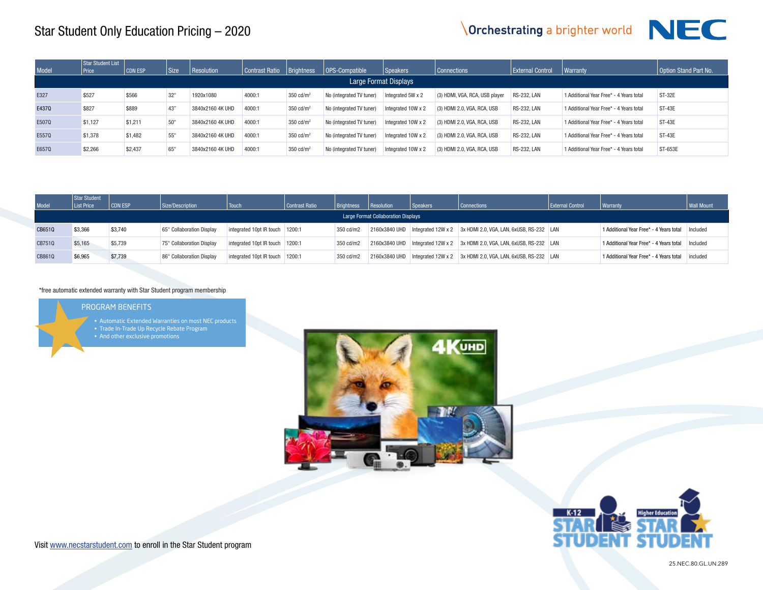# Star Student Only Education Pricing – 2020

| Model | Star Student List Price | CDN ESP | Size | Resolution | Contrast Ratio | Brightness | OPS-Compatible | Speakers | Connections | External Control | Warranty | Option Stand Part No. |
|---|---|---|---|---|---|---|---|---|---|---|---|---|
| **Large Format Displays** | | | | | | | | | | | | |
| E327 | $527 | $566 | 32" | 1920x1080 | 4000:1 | 350 cd/m² | No (integrated TV tuner) | Integrated 5W x 2 | (3) HDMI, VGA, RCA, USB player | RS-232, LAN | 1 Additional Year Free* - 4 Years total | ST-32E |
| E437Q | $827 | $889 | 43" | 3840x2160 4K UHD | 4000:1 | 350 cd/m² | No (integrated TV tuner) | Integrated 10W x 2 | (3) HDMI 2.0, VGA, RCA, USB | RS-232, LAN | 1 Additional Year Free* - 4 Years total | ST-43E |
| E507Q | $1,127 | $1,211 | 50" | 3840x2160 4K UHD | 4000:1 | 350 cd/m² | No (integrated TV tuner) | Integrated 10W x 2 | (3) HDMI 2.0, VGA, RCA, USB | RS-232, LAN | 1 Additional Year Free* - 4 Years total | ST-43E |
| E557Q | $1,378 | $1,482 | 55" | 3840x2160 4K UHD | 4000:1 | 350 cd/m² | No (integrated TV tuner) | Integrated 10W x 2 | (3) HDMI 2.0, VGA, RCA, USB | RS-232, LAN | 1 Additional Year Free* - 4 Years total | ST-43E |
| E657Q | $2,266 | $2,437 | 65" | 3840x2160 4K UHD | 4000:1 | 350 cd/m² | No (integrated TV tuner) | Integrated 10W x 2 | (3) HDMI 2.0, VGA, RCA, USB | RS-232, LAN | 1 Additional Year Free* - 4 Years total | ST-653E |

| Model | Star Student List Price | CDN ESP | Size/Description | Touch | Contrast Ratio | Brightness | Resolution | Speakers | Connections | External Control | Warranty | Wall Mount |
|---|---|---|---|---|---|---|---|---|---|---|---|---|
| **Large Format Collaboration Displays** | | | | | | | | | | | | |
| CB651Q | $3,366 | $3,740 | 65" Collaboration Display | integrated 10pt IR touch | 1200:1 | 350 cd/m2 | 2160x3840 UHD | Integrated 12W x 2 | 3x HDMI 2.0, VGA, LAN, 6xUSB, RS-232 | LAN | 1 Additional Year Free* - 4 Years total | Included |
| CB751Q | $5,165 | $5,739 | 75" Collaboration Display | integrated 10pt IR touch | 1200:1 | 350 cd/m2 | 2160x3840 UHD | Integrated 12W x 2 | 3x HDMI 2.0, VGA, LAN, 6xUSB, RS-232 | LAN | 1 Additional Year Free* - 4 Years total | Included |
| CB861Q | $6,965 | $7,739 | 86" Collaboration Display | integrated 10pt IR touch | 1200:1 | 350 cd/m2 | 2160x3840 UHD | Integrated 12W x 2 | 3x HDMI 2.0, VGA, LAN, 6xUSB, RS-232 | LAN | 1 Additional Year Free* - 4 Years total | included |

*free automatic extended warranty with Star Student program membership

## PROGRAM BENEFITS

- Automatic Extended Warranties on most NEC products
- Trade In-Trade Up Recycle Rebate Program
- And other exclusive promotions

Visit www.necstarstudent.com to enroll in the Star Student program

25.NEC.80.GL.UN.289